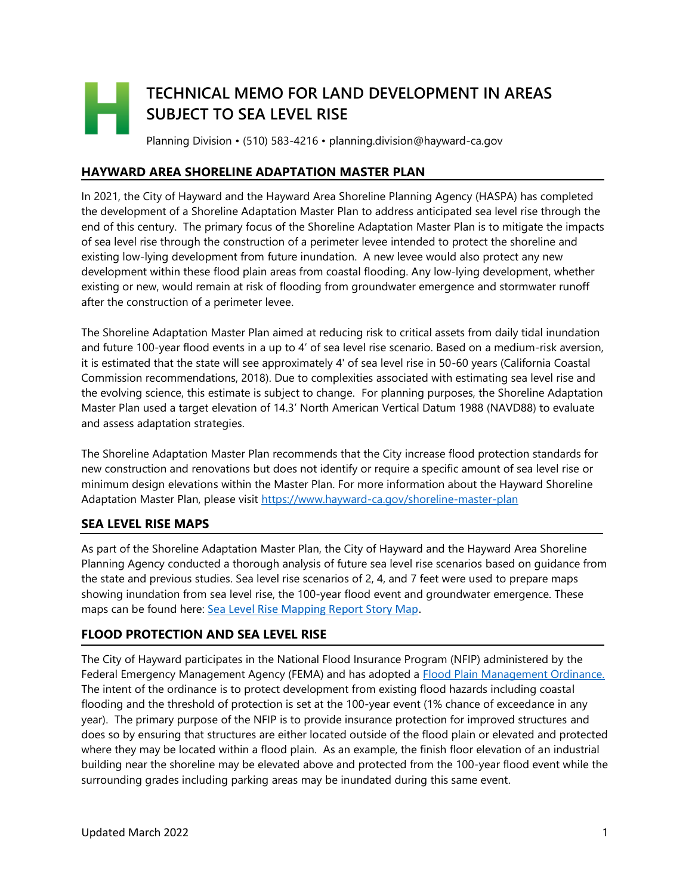# TECHNICAL MEMO FOR LAND DEVELOPMENT IN AREAS SUBJECT TO SEA LEVEL RISE

Planning Division • (510) 583-4216 • planning.division@hayward-ca.gov

## HAYWARD AREA SHORELINE ADAPTATION MASTER PLAN

In 2021, the City of Hayward and the Hayward Area Shoreline Planning Agency (HASPA) has completed the development of a Shoreline Adaptation Master Plan to address anticipated sea level rise through the end of this century. The primary focus of the Shoreline Adaptation Master Plan is to mitigate the impacts of sea level rise through the construction of a perimeter levee intended to protect the shoreline and existing low-lying development from future inundation. A new levee would also protect any new development within these flood plain areas from coastal flooding. Any low-lying development, whether existing or new, would remain at risk of flooding from groundwater emergence and stormwater runoff after the construction of a perimeter levee.

The Shoreline Adaptation Master Plan aimed at reducing risk to critical assets from daily tidal inundation and future 100-year flood events in a up to 4' of sea level rise scenario. Based on a medium-risk aversion, it is estimated that the state will see approximately 4' of sea level rise in 50-60 years (California Coastal Commission recommendations, 2018). Due to complexities associated with estimating sea level rise and the evolving science, this estimate is subject to change. For planning purposes, the Shoreline Adaptation Master Plan used a target elevation of 14.3' North American Vertical Datum 1988 (NAVD88) to evaluate and assess adaptation strategies.

The Shoreline Adaptation Master Plan recommends that the City increase flood protection standards for new construction and renovations but does not identify or require a specific amount of sea level rise or minimum design elevations within the Master Plan. For more information about the Hayward Shoreline Adaptation Master Plan, please visit [https://www.hayward-ca.gov/shoreline-master-plan](https://www.hayward-ca.gov/shoreline-master-plan)

## SEA LEVEL RISE MAPS

As part of the Shoreline Adaptation Master Plan, the City of Hayward and the Hayward Area Shoreline Planning Agency conducted a thorough analysis of future sea level rise scenarios based on guidance from the state and previous studies. Sea level rise scenarios of 2, 4, and 7 feet were used to prepare maps showing inundation from sea level rise, the 100-year flood event and groundwater emergence. These maps can be found here: Sea Level Rise Mapping Report Story Map.

## FLOOD PROTECTION AND SEA LEVEL RISE

The City of Hayward participates in the National Flood Insurance Program (NFIP) administered by the Federal Emergency Management Agency (FEMA) and has adopted a Flood Plain Management Ordinance. The intent of the ordinance is to protect development from existing flood hazards including coastal flooding and the threshold of protection is set at the 100-year event (1% chance of exceedance in any year). The primary purpose of the NFIP is to provide insurance protection for improved structures and does so by ensuring that structures are either located outside of the flood plain or elevated and protected where they may be located within a flood plain. As an example, the finish floor elevation of an industrial building near the shoreline may be elevated above and protected from the 100-year flood event while the surrounding grades including parking areas may be inundated during this same event.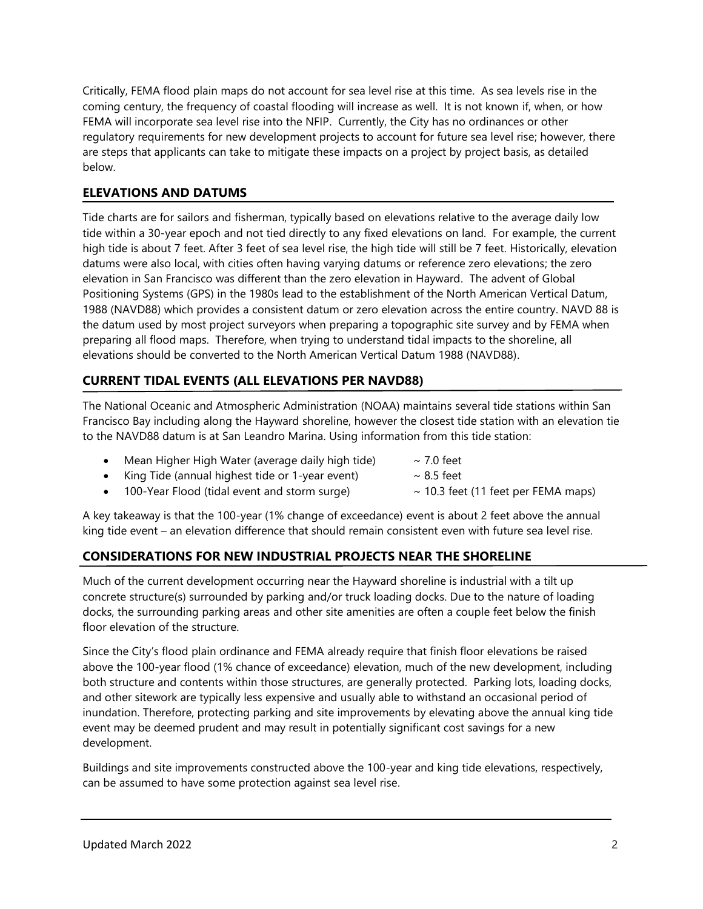Critically, FEMA flood plain maps do not account for sea level rise at this time. As sea levels rise in the coming century, the frequency of coastal flooding will increase as well. It is not known if, when, or how FEMA will incorporate sea level rise into the NFIP. Currently, the City has no ordinances or other regulatory requirements for new development projects to account for future sea level rise; however, there are steps that applicants can take to mitigate these impacts on a project by project basis, as detailed below.

## ELEVATIONS AND DATUMS

Tide charts are for sailors and fisherman, typically based on elevations relative to the average daily low tide within a 30-year epoch and not tied directly to any fixed elevations on land. For example, the current high tide is about 7 feet. After 3 feet of sea level rise, the high tide will still be 7 feet. Historically, elevation datums were also local, with cities often having varying datums or reference zero elevations; the zero elevation in San Francisco was different than the zero elevation in Hayward. The advent of Global Positioning Systems (GPS) in the 1980s lead to the establishment of the North American Vertical Datum, 1988 (NAVD88) which provides a consistent datum or zero elevation across the entire country. NAVD 88 is the datum used by most project surveyors when preparing a topographic site survey and by FEMA when preparing all flood maps. Therefore, when trying to understand tidal impacts to the shoreline, all elevations should be converted to the North American Vertical Datum 1988 (NAVD88).

## CURRENT TIDAL EVENTS (ALL ELEVATIONS PER NAVD88)

The National Oceanic and Atmospheric Administration (NOAA) maintains several tide stations within San Francisco Bay including along the Hayward shoreline, however the closest tide station with an elevation tie to the NAVD88 datum is at San Leandro Marina. Using information from this tide station:

- Mean Higher High Water (average daily high tide) ~ 7.0 feet
- King Tide (annual highest tide or 1-year event) ~ 8.5 feet
- 100-Year Flood (tidal event and storm surge) ~ 10.3 feet (11 feet per FEMA maps)

A key takeaway is that the 100-year (1% change of exceedance) event is about 2 feet above the annual king tide event – an elevation difference that should remain consistent even with future sea level rise.

## CONSIDERATIONS FOR NEW INDUSTRIAL PROJECTS NEAR THE SHORELINE

Much of the current development occurring near the Hayward shoreline is industrial with a tilt up concrete structure(s) surrounded by parking and/or truck loading docks. Due to the nature of loading docks, the surrounding parking areas and other site amenities are often a couple feet below the finish floor elevation of the structure.

Since the City's flood plain ordinance and FEMA already require that finish floor elevations be raised above the 100-year flood (1% chance of exceedance) elevation, much of the new development, including both structure and contents within those structures, are generally protected. Parking lots, loading docks, and other sitework are typically less expensive and usually able to withstand an occasional period of inundation. Therefore, protecting parking and site improvements by elevating above the annual king tide event may be deemed prudent and may result in potentially significant cost savings for a new development.

Buildings and site improvements constructed above the 100-year and king tide elevations, respectively, can be assumed to have some protection against sea level rise.

Updated March 2022